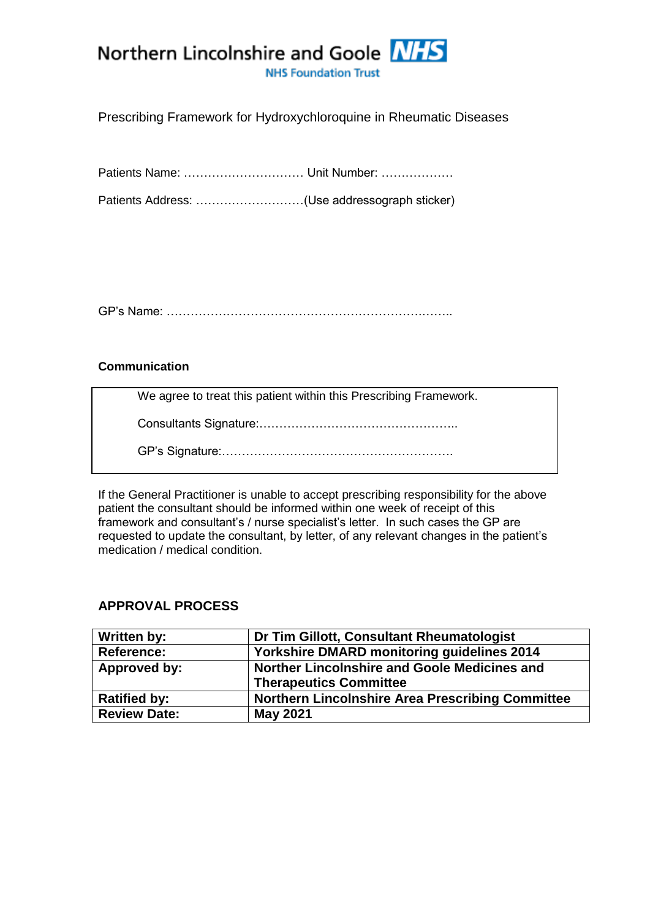Northern Lincolnshire and Goole NHS

NHS Foundation Trust

Prescribing Framework for Hydroxychloroquine in Rheumatic Diseases

Patients Name: ………………………… Unit Number: ………………

Patients Address: ………………………(Use addressograph sticker)

GP's Name: ……………………………………………………………

**Communication**

| We agree to treat this patient within this Prescribing Framework. |
|---|
| Consultants Signature:………………………………………….. |
| GP's Signature:…………………………………………………. |

If the General Practitioner is unable to accept prescribing responsibility for the above patient the consultant should be informed within one week of receipt of this framework and consultant's / nurse specialist's letter. In such cases the GP are requested to update the consultant, by letter, of any relevant changes in the patient's medication / medical condition.

## APPROVAL PROCESS

| **Written by:** | **Dr Tim Gillott, Consultant Rheumatologist** |
|---|---|
| **Reference:** | **Yorkshire DMARD monitoring guidelines 2014** |
| **Approved by:** | **Norther Lincolnshire and Goole Medicines and Therapeutics Committee** |
| **Ratified by:** | **Northern Lincolnshire Area Prescribing Committee** |
| **Review Date:** | **May 2021** |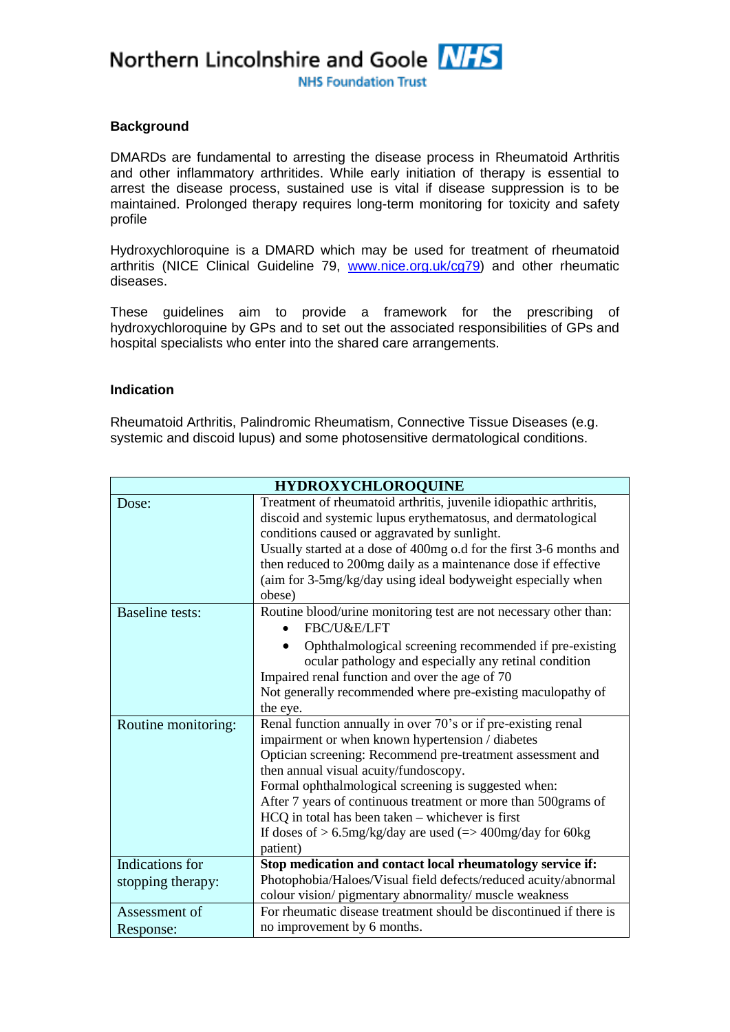Northern Lincolnshire and Goole NHS Foundation Trust

## Background

DMARDs are fundamental to arresting the disease process in Rheumatoid Arthritis and other inflammatory arthritides. While early initiation of therapy is essential to arrest the disease process, sustained use is vital if disease suppression is to be maintained. Prolonged therapy requires long-term monitoring for toxicity and safety profile

Hydroxychloroquine is a DMARD which may be used for treatment of rheumatoid arthritis (NICE Clinical Guideline 79, [www.nice.org.uk/cg79](http://www.nice.org.uk/cg79)) and other rheumatic diseases.

These guidelines aim to provide a framework for the prescribing of hydroxychloroquine by GPs and to set out the associated responsibilities of GPs and hospital specialists who enter into the shared care arrangements.

## Indication

Rheumatoid Arthritis, Palindromic Rheumatism, Connective Tissue Diseases (e.g. systemic and discoid lupus) and some photosensitive dermatological conditions.

| HYDROXYCHLOROQUINE | |
|---|---|
| Dose: | Treatment of rheumatoid arthritis, juvenile idiopathic arthritis, discoid and systemic lupus erythematosus, and dermatological conditions caused or aggravated by sunlight.<br>Usually started at a dose of 400mg o.d for the first 3-6 months and then reduced to 200mg daily as a maintenance dose if effective (aim for 3-5mg/kg/day using ideal bodyweight especially when obese) |
| Baseline tests: | Routine blood/urine monitoring test are not necessary other than:<br>• FBC/U&E/LFT<br>• Ophthalmological screening recommended if pre-existing ocular pathology and especially any retinal condition<br>Impaired renal function and over the age of 70<br>Not generally recommended where pre-existing maculopathy of the eye. |
| Routine monitoring: | Renal function annually in over 70's or if pre-existing renal impairment or when known hypertension / diabetes<br>Optician screening: Recommend pre-treatment assessment and then annual visual acuity/fundoscopy.<br>Formal ophthalmological screening is suggested when:<br>After 7 years of continuous treatment or more than 500grams of HCQ in total has been taken – whichever is first<br>If doses of > 6.5mg/kg/day are used (=> 400mg/day for 60kg patient) |
| Indications for stopping therapy: | **Stop medication and contact local rheumatology service if:**<br>Photophobia/Haloes/Visual field defects/reduced acuity/abnormal colour vision/ pigmentary abnormality/ muscle weakness |
| Assessment of Response: | For rheumatic disease treatment should be discontinued if there is no improvement by 6 months. |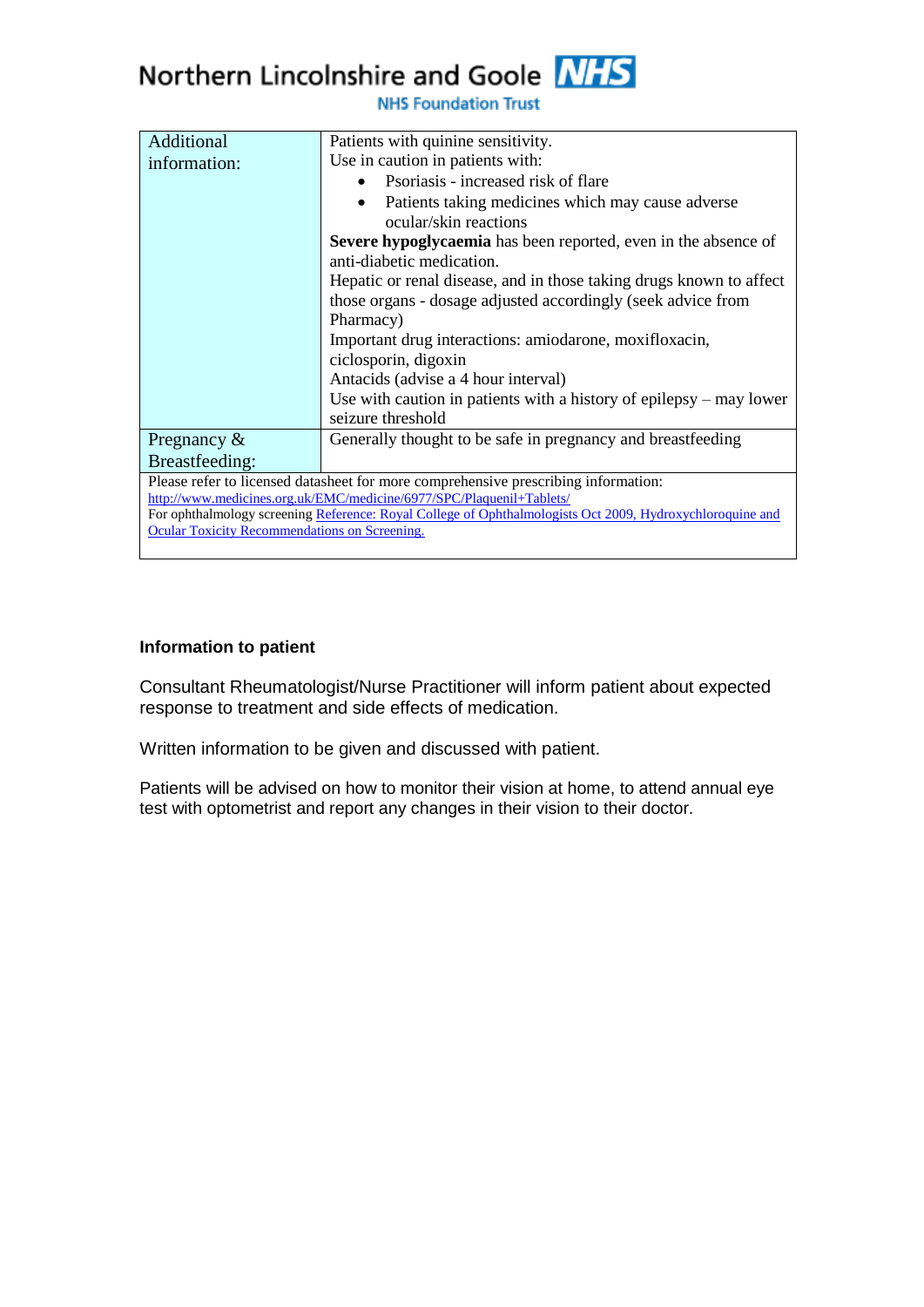| Additional information: | Patients with quinine sensitivity.<br>Use in caution in patients with:<br>• Psoriasis - increased risk of flare<br>• Patients taking medicines which may cause adverse ocular/skin reactions<br>**Severe hypoglycaemia** has been reported, even in the absence of anti-diabetic medication.<br>Hepatic or renal disease, and in those taking drugs known to affect those organs - dosage adjusted accordingly (seek advice from Pharmacy)<br>Important drug interactions: amiodarone, moxifloxacin, ciclosporin, digoxin<br>Antacids (advise a 4 hour interval)<br>Use with caution in patients with a history of epilepsy – may lower seizure threshold |
|---|---|
| Pregnancy & Breastfeeding: | Generally thought to be safe in pregnancy and breastfeeding |
| Please refer to licensed datasheet for more comprehensive prescribing information: [http://www.medicines.org.uk/EMC/medicine/6977/SPC/Plaquenil+Tablets/](http://www.medicines.org.uk/EMC/medicine/6977/SPC/Plaquenil+Tablets/)<br>For ophthalmology screening Reference: Royal College of Ophthalmologists Oct 2009, Hydroxychloroquine and Ocular Toxicity Recommendations on Screening. | |

**Information to patient**

Consultant Rheumatologist/Nurse Practitioner will inform patient about expected response to treatment and side effects of medication.

Written information to be given and discussed with patient.

Patients will be advised on how to monitor their vision at home, to attend annual eye test with optometrist and report any changes in their vision to their doctor.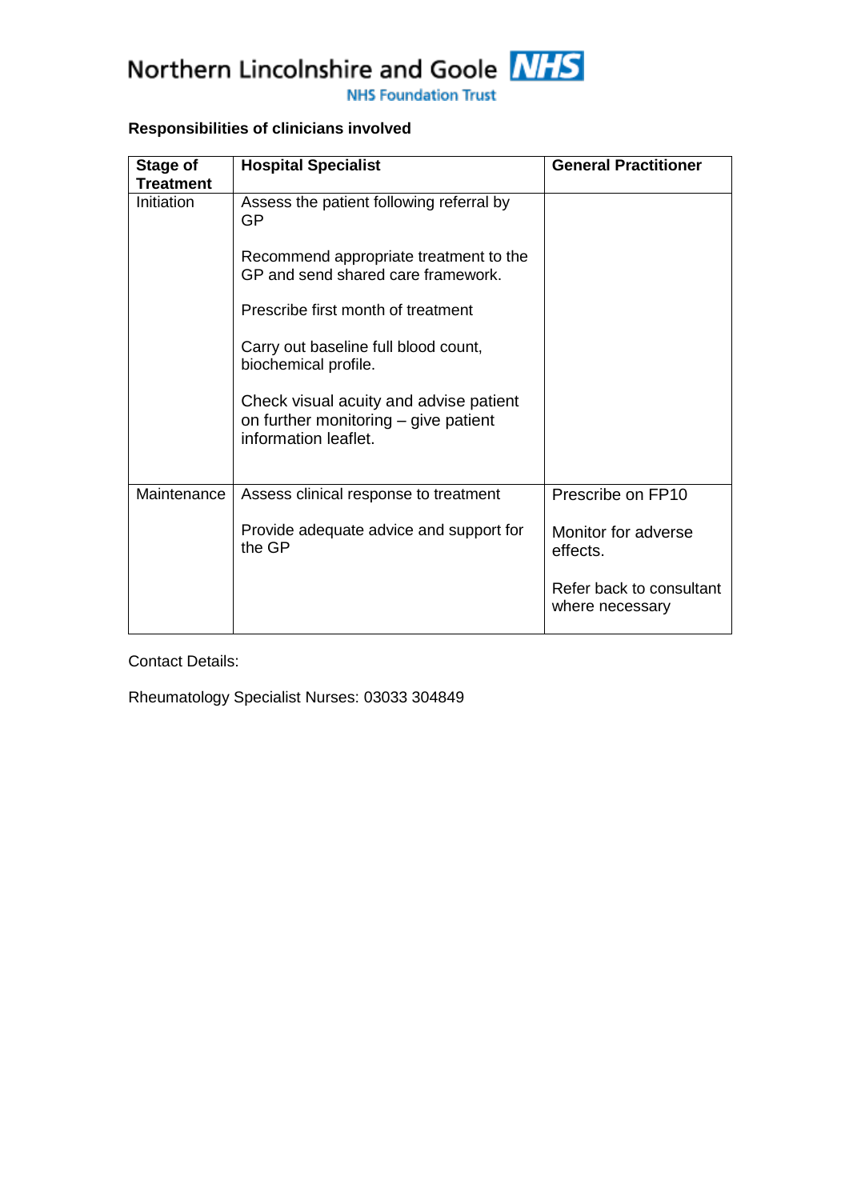**Responsibilities of clinicians involved**

| Stage of Treatment | Hospital Specialist | General Practitioner |
|---|---|---|
| Initiation | Assess the patient following referral by GP<br><br>Recommend appropriate treatment to the GP and send shared care framework.<br><br>Prescribe first month of treatment<br><br>Carry out baseline full blood count, biochemical profile.<br><br>Check visual acuity and advise patient on further monitoring – give patient information leaflet. | |
| Maintenance | Assess clinical response to treatment<br><br>Provide adequate advice and support for the GP | Prescribe on FP10<br><br>Monitor for adverse effects.<br><br>Refer back to consultant where necessary |

Contact Details:

Rheumatology Specialist Nurses: 03033 304849